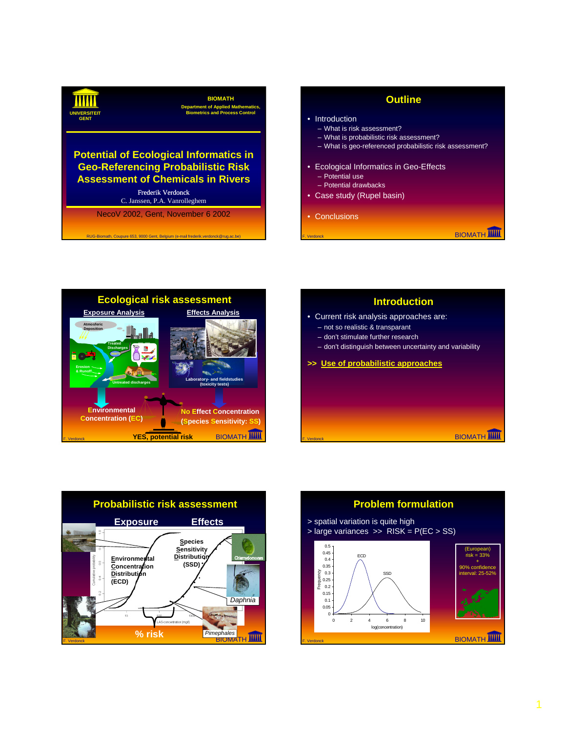## Slide 1

UNIVERSITEIT GENT

**BIOMATH**

Department of Applied Mathematics, Biometrics and Process Control

# Potential of Ecological Informatics in Geo-Referencing Probabilistic Risk Assessment of Chemicals in Rivers

Frederik Verdonck

C. Janssen, P.A. Vanrolleghem

NecoV 2002, Gent, November 6 2002

RUG-Biomath, Coupure 653, 9000 Gent, Belgium (e-mail frederik.verdonck@rug.ac.be)

## Outline

- Introduction
  - What is risk assessment?
  - What is probabilistic risk assessment?
  - What is geo-referenced probabilistic risk assessment?
- Ecological Informatics in Geo-Effects
  - Potential use
  - Potential drawbacks
- Case study (Rupel basin)
- Conclusions

## Ecological risk assessment

**Exposure Analysis** | **Effects Analysis**

Atmosferic Deposition; Treated Discharges; WWTP; Erosion & Runoff; Untreated discharges

Laboratory- and fieldstudies (toxicity tests)

Environmental Concentration (EC)

No Effect Concentration (Species Sensitivity: SS)

YES, potential risk

## Introduction

- Current risk analysis approaches are:
  - not so realistic & transparant
  - don't stimulate further research
  - don't distinguish between uncertainty and variability

**>> Use of probabilistic approaches**

## Probabilistic risk assessment

**Exposure** | **Effects**

Environmental Concentration Distribution (ECD)

Species Sensitivity Distribution (SSD)

Chlamydomonas; Daphnia; Pimephales

% risk

## Problem formulation

> spatial variation is quite high

> large variances >> RISK = P(EC > SS)

(European) risk = 33% + 90% confidence interval: 25-52%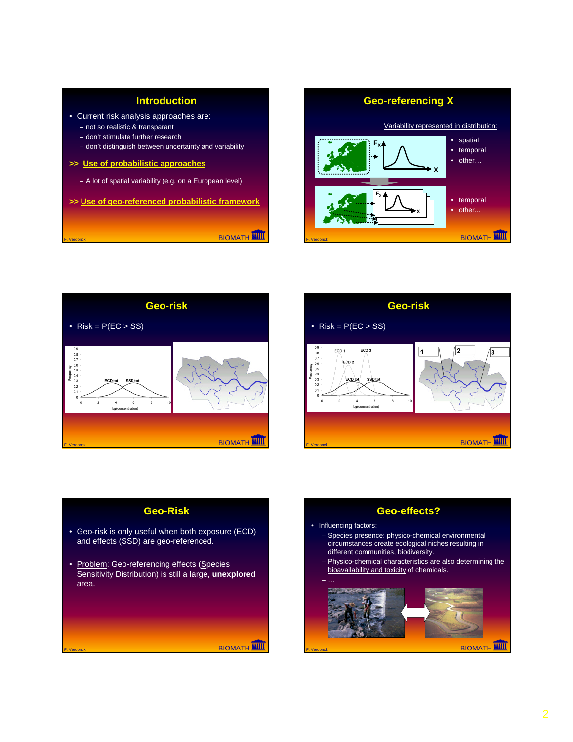## Introduction

- Current risk analysis approaches are:
  - not so realistic & transparant
  - don't stimulate further research
  - don't distinguish between uncertainty and variability

**>> Use of probabilistic approaches**

- A lot of spatial variability (e.g. on a European level)

**>> Use of geo-referenced probabilistic framework**

## Geo-referencing X

Variability represented in distribution:

- spatial
- temporal
- other…

- temporal
- other…

## Geo-risk

- Risk = P(EC > SS)

## Geo-risk

- Risk = P(EC > SS)

## Geo-Risk

- Geo-risk is only useful when both exposure (ECD) and effects (SSD) are geo-referenced.
- Problem: Geo-referencing effects (Species Sensitivity Distribution) is still a large, **unexplored** area.

## Geo-effects?

- Influencing factors:
  - Species presence: physico-chemical environmental circumstances create ecological niches resulting in different communities, biodiversity.
  - Physico-chemical characteristics are also determining the bioavailability and toxicity of chemicals.
  - …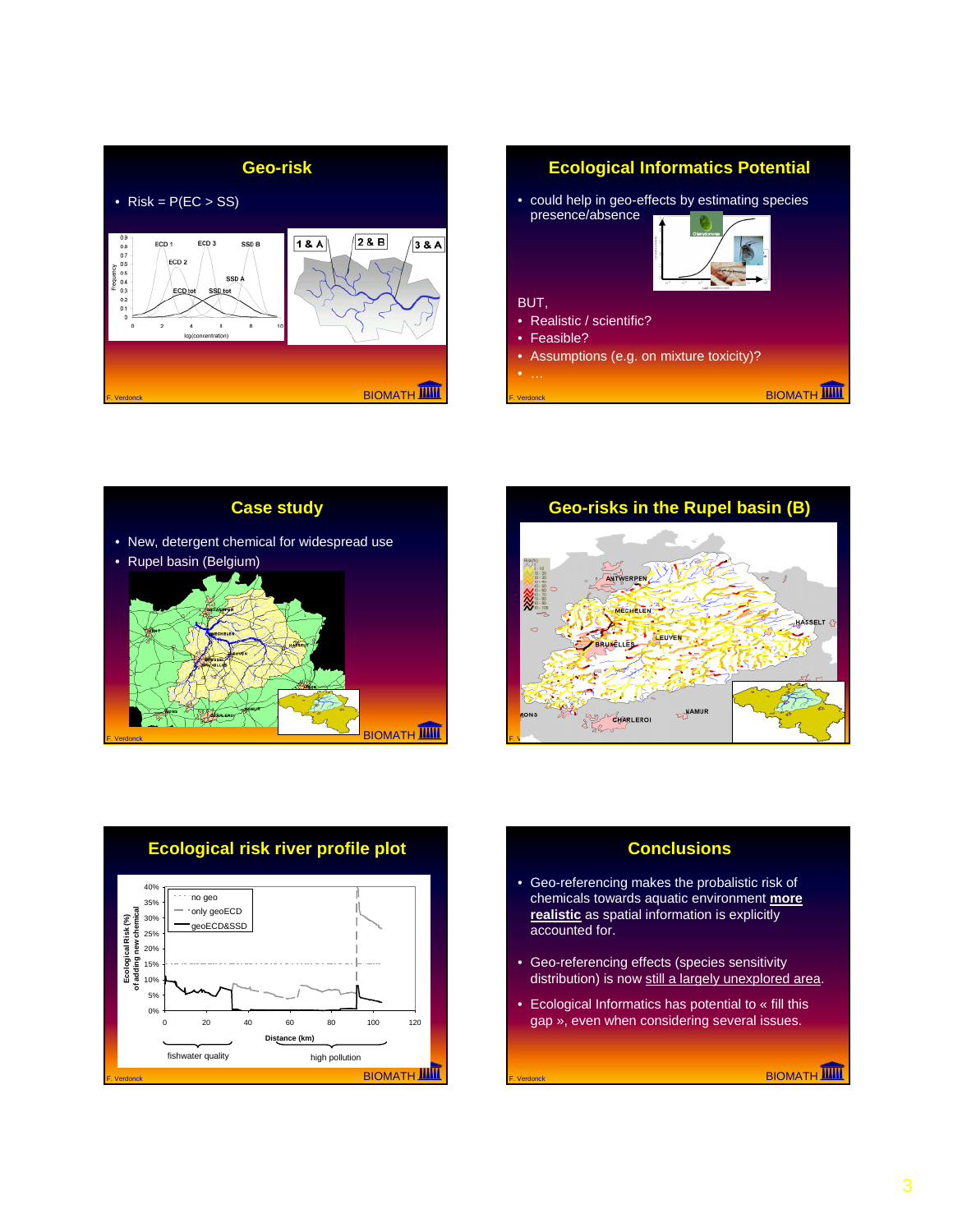## Geo-risk

- Risk = P(EC > SS)

ECD 1
ECD 3
SSD B
ECD 2
SSD A
ECD tot
SSD tot
Frequency
log(concentration)

1 & A
2 & B
3 & A

## Ecological Informatics Potential

- could help in geo-effects by estimating species presence/absence

BUT,

- Realistic / scientific?
- Feasible?
- Assumptions (e.g. on mixture toxicity)?
- …

## Case study

- New, detergent chemical for widespread use
- Rupel basin (Belgium)

## Geo-risks in the Rupel basin (B)

ANTWERPEN
MECHELEN
HASSELT
LEUVEN
BRUXELLES
MONS
NAMUR
CHARLEROI

## Ecological risk river profile plot

Ecological Risk (%) of adding new chemical

40%
35%
30%
25%
20%
15%
10%
5%
0%

0
20
40
60
80
100
120

Distance (km)

no geo
only geoECD
geoECD&SSD

fishwater quality
high pollution

## Conclusions

- Geo-referencing makes the probalistic risk of chemicals towards aquatic environment **more realistic** as spatial information is explicitly accounted for.
- Geo-referencing effects (species sensitivity distribution) is now still a largely unexplored area.
- Ecological Informatics has potential to « fill this gap », even when considering several issues.